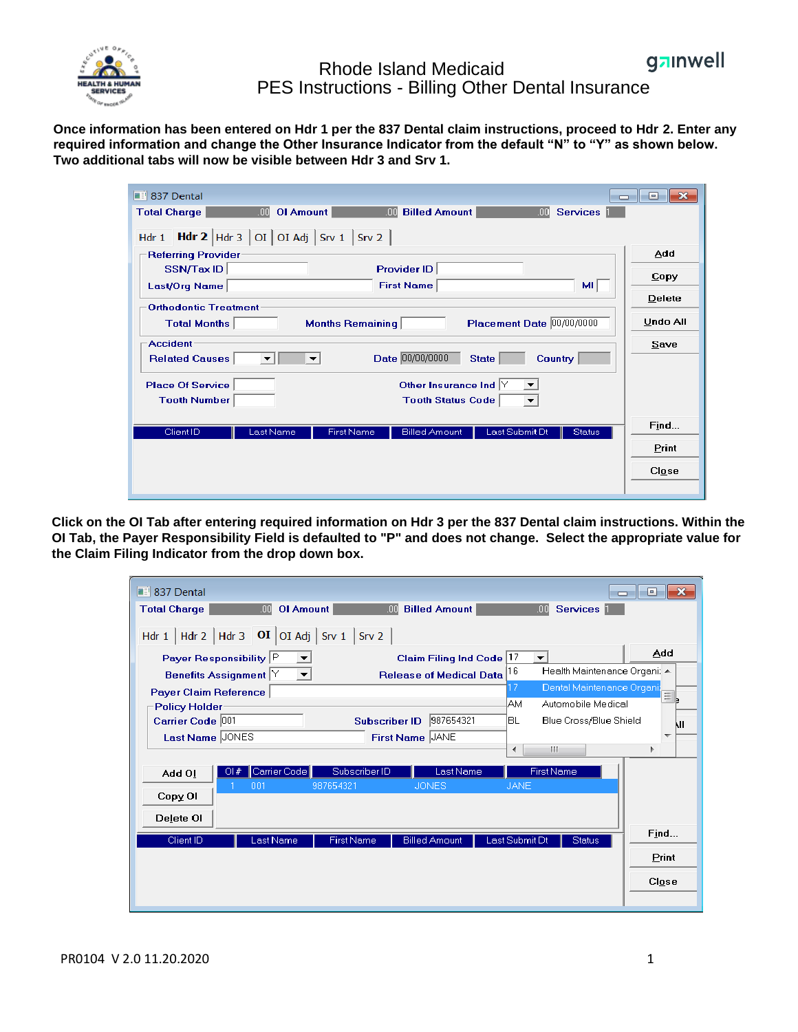# Rhode Island Medicaid
## PES Instructions - Billing Other Dental Insurance

**Once information has been entered on Hdr 1 per the 837 Dental claim instructions, proceed to Hdr 2. Enter any required information and change the Other Insurance Indicator from the default "N" to "Y" as shown below. Two additional tabs will now be visible between Hdr 3 and Srv 1.**

**Click on the OI Tab after entering required information on Hdr 3 per the 837 Dental claim instructions. Within the OI Tab, the Payer Responsibility Field is defaulted to "P" and does not change. Select the appropriate value for the Claim Filing Indicator from the drop down box.**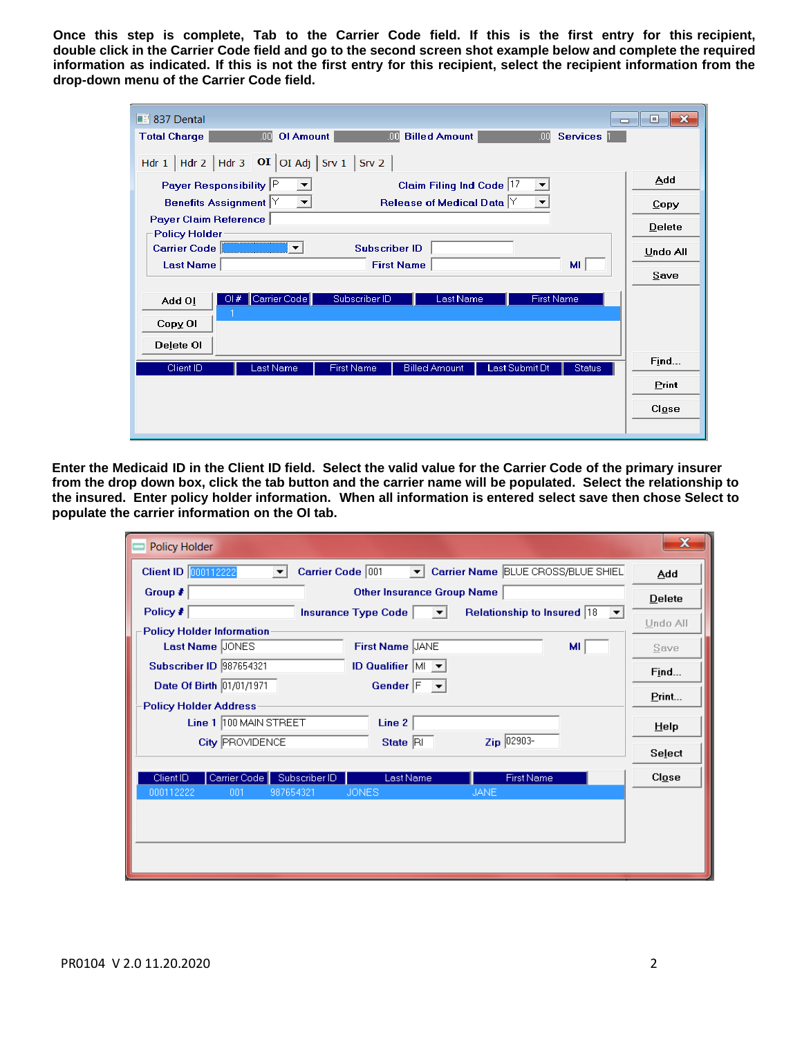**Once this step is complete, Tab to the Carrier Code field. If this is the first entry for this recipient, double click in the Carrier Code field and go to the second screen shot example below and complete the required information as indicated. If this is not the first entry for this recipient, select the recipient information from the drop-down menu of the Carrier Code field.**

**Enter the Medicaid ID in the Client ID field. Select the valid value for the Carrier Code of the primary insurer from the drop down box, click the tab button and the carrier name will be populated. Select the relationship to the insured. Enter policy holder information. When all information is entered select save then chose Select to populate the carrier information on the OI tab.**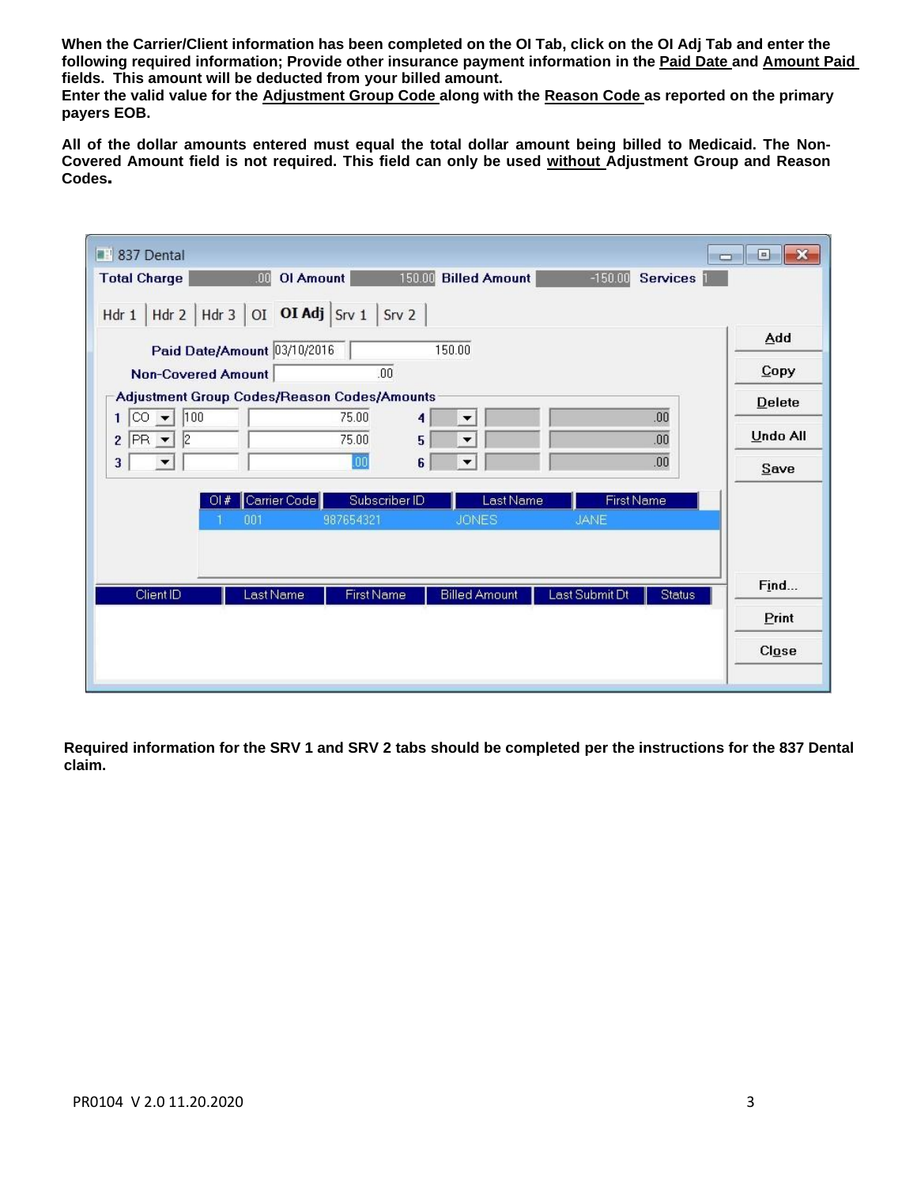**When the Carrier/Client information has been completed on the OI Tab, click on the OI Adj Tab and enter the following required information; Provide other insurance payment information in the Paid Date and Amount Paid fields. This amount will be deducted from your billed amount.**
**Enter the valid value for the Adjustment Group Code along with the Reason Code as reported on the primary payers EOB.**

**All of the dollar amounts entered must equal the total dollar amount being billed to Medicaid. The Non-Covered Amount field is not required. This field can only be used without Adjustment Group and Reason Codes.**

837 Dental

Total Charge .00 OI Amount 150.00 Billed Amount -150.00 Services 1

Hdr 1 | Hdr 2 | Hdr 3 | OI | OI Adj | Srv 1 | Srv 2

Paid Date/Amount 03/10/2016 150.00

Non-Covered Amount .00

Adjustment Group Codes/Reason Codes/Amounts

| | | | | | | | |
|---|---|---|---|---|---|---|---|
| 1 | CO | 100 | 75.00 | 4 | | | .00 |
| 2 | PR | 2 | 75.00 | 5 | | | .00 |
| 3 | | | .00 | 6 | | | .00 |

| OI # | Carrier Code | Subscriber ID | Last Name | First Name |
|---|---|---|---|---|
| 1 | 001 | 987654321 | JONES | JANE |

| Client ID | Last Name | First Name | Billed Amount | Last Submit Dt | Status |
|---|---|---|---|---|---|

Add
Copy
Delete
Undo All
Save
Find...
Print
Close

**Required information for the SRV 1 and SRV 2 tabs should be completed per the instructions for the 837 Dental claim.**